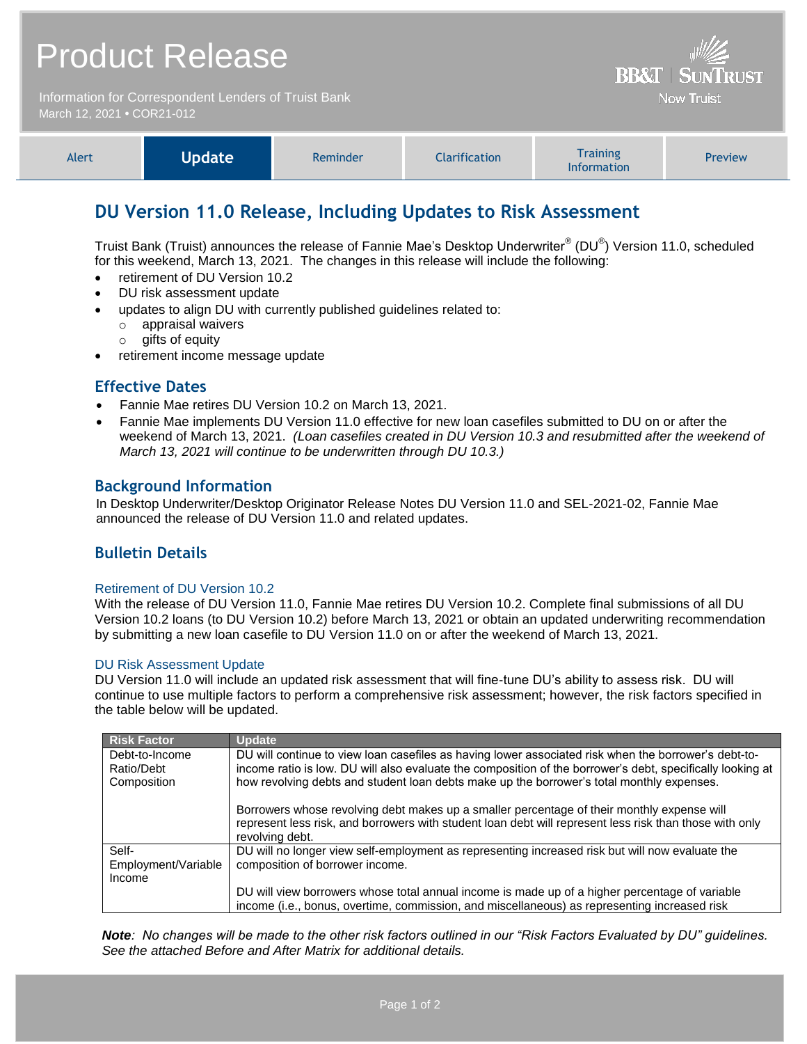# Product Release

Information for Correspondent Lenders of Truist Bank
March 12, 2021 • COR21-012

BB&T | SunTrust
Now Truist

| Alert | **Update** | Reminder | Clarification | Training Information | Preview |
|---|---|---|---|---|---|

## DU Version 11.0 Release, Including Updates to Risk Assessment

Truist Bank (Truist) announces the release of Fannie Mae's Desktop Underwriter® (DU®) Version 11.0, scheduled for this weekend, March 13, 2021. The changes in this release will include the following:

- retirement of DU Version 10.2
- DU risk assessment update
- updates to align DU with currently published guidelines related to:
  - appraisal waivers
  - gifts of equity
- retirement income message update

### Effective Dates

- Fannie Mae retires DU Version 10.2 on March 13, 2021.
- Fannie Mae implements DU Version 11.0 effective for new loan casefiles submitted to DU on or after the weekend of March 13, 2021. *(Loan casefiles created in DU Version 10.3 and resubmitted after the weekend of March 13, 2021 will continue to be underwritten through DU 10.3.)*

### Background Information

In Desktop Underwriter/Desktop Originator Release Notes DU Version 11.0 and SEL-2021-02, Fannie Mae announced the release of DU Version 11.0 and related updates.

### Bulletin Details

#### Retirement of DU Version 10.2

With the release of DU Version 11.0, Fannie Mae retires DU Version 10.2. Complete final submissions of all DU Version 10.2 loans (to DU Version 10.2) before March 13, 2021 or obtain an updated underwriting recommendation by submitting a new loan casefile to DU Version 11.0 on or after the weekend of March 13, 2021.

#### DU Risk Assessment Update

DU Version 11.0 will include an updated risk assessment that will fine-tune DU's ability to assess risk. DU will continue to use multiple factors to perform a comprehensive risk assessment; however, the risk factors specified in the table below will be updated.

| Risk Factor | Update |
|---|---|
| Debt-to-Income Ratio/Debt Composition | DU will continue to view loan casefiles as having lower associated risk when the borrower's debt-to-income ratio is low. DU will also evaluate the composition of the borrower's debt, specifically looking at how revolving debts and student loan debts make up the borrower's total monthly expenses.<br><br>Borrowers whose revolving debt makes up a smaller percentage of their monthly expense will represent less risk, and borrowers with student loan debt will represent less risk than those with only revolving debt. |
| Self-Employment/Variable Income | DU will no longer view self-employment as representing increased risk but will now evaluate the composition of borrower income.<br><br>DU will view borrowers whose total annual income is made up of a higher percentage of variable income (i.e., bonus, overtime, commission, and miscellaneous) as representing increased risk |

***Note**: No changes will be made to the other risk factors outlined in our "Risk Factors Evaluated by DU" guidelines. See the attached Before and After Matrix for additional details.*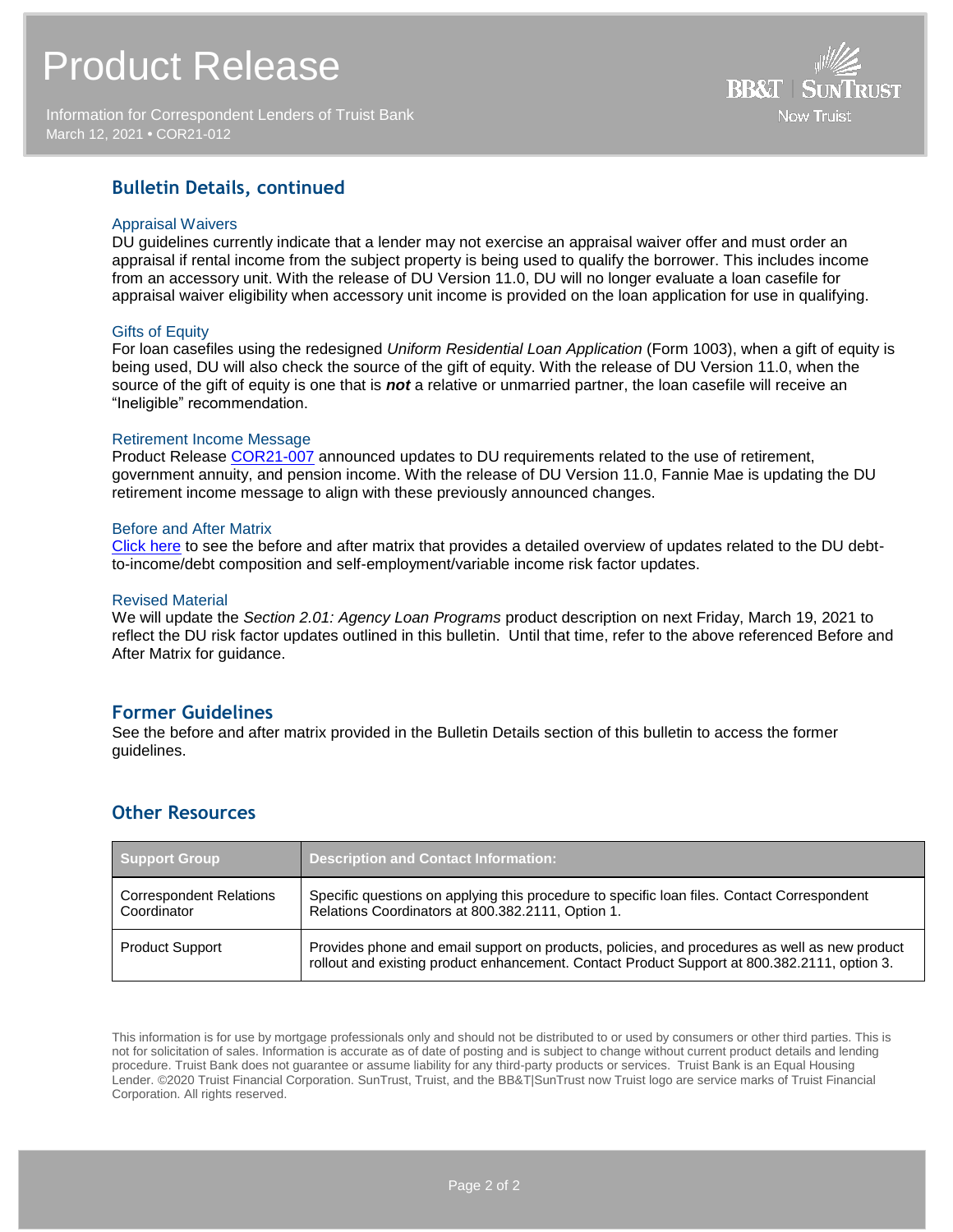## Bulletin Details, continued

### Appraisal Waivers

DU guidelines currently indicate that a lender may not exercise an appraisal waiver offer and must order an appraisal if rental income from the subject property is being used to qualify the borrower. This includes income from an accessory unit. With the release of DU Version 11.0, DU will no longer evaluate a loan casefile for appraisal waiver eligibility when accessory unit income is provided on the loan application for use in qualifying.

### Gifts of Equity

For loan casefiles using the redesigned *Uniform Residential Loan Application* (Form 1003), when a gift of equity is being used, DU will also check the source of the gift of equity. With the release of DU Version 11.0, when the source of the gift of equity is one that is ***not*** a relative or unmarried partner, the loan casefile will receive an "Ineligible" recommendation.

### Retirement Income Message

Product Release COR21-007 announced updates to DU requirements related to the use of retirement, government annuity, and pension income. With the release of DU Version 11.0, Fannie Mae is updating the DU retirement income message to align with these previously announced changes.

### Before and After Matrix

Click here to see the before and after matrix that provides a detailed overview of updates related to the DU debt-to-income/debt composition and self-employment/variable income risk factor updates.

### Revised Material

We will update the *Section 2.01: Agency Loan Programs* product description on next Friday, March 19, 2021 to reflect the DU risk factor updates outlined in this bulletin. Until that time, refer to the above referenced Before and After Matrix for guidance.

## Former Guidelines

See the before and after matrix provided in the Bulletin Details section of this bulletin to access the former guidelines.

## Other Resources

| Support Group | Description and Contact Information: |
|---|---|
| Correspondent Relations Coordinator | Specific questions on applying this procedure to specific loan files. Contact Correspondent Relations Coordinators at 800.382.2111, Option 1. |
| Product Support | Provides phone and email support on products, policies, and procedures as well as new product rollout and existing product enhancement. Contact Product Support at 800.382.2111, option 3. |

This information is for use by mortgage professionals only and should not be distributed to or used by consumers or other third parties. This is not for solicitation of sales. Information is accurate as of date of posting and is subject to change without current product details and lending procedure. Truist Bank does not guarantee or assume liability for any third-party products or services. Truist Bank is an Equal Housing Lender. ©2020 Truist Financial Corporation. SunTrust, Truist, and the BB&T|SunTrust now Truist logo are service marks of Truist Financial Corporation. All rights reserved.